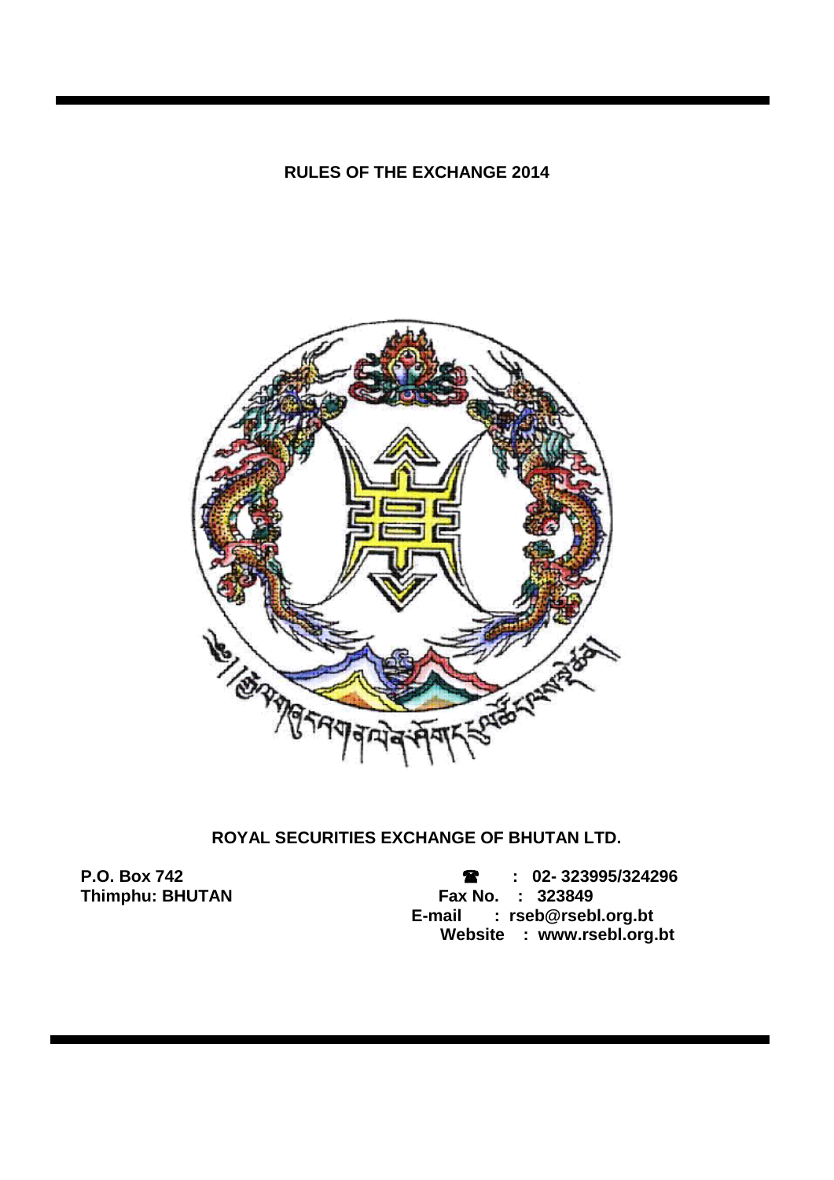# RULES OF THE EXCHANGE 2014

## ROYAL SECURITIES EXCHANGE OF BHUTAN LTD.

**P.O. Box 742**
**Thimphu: BHUTAN**

**☎ : 02- 323995/324296**
**Fax No. : 323849**
**E-mail : rseb@rsebl.org.bt**
**Website : www.rsebl.org.bt**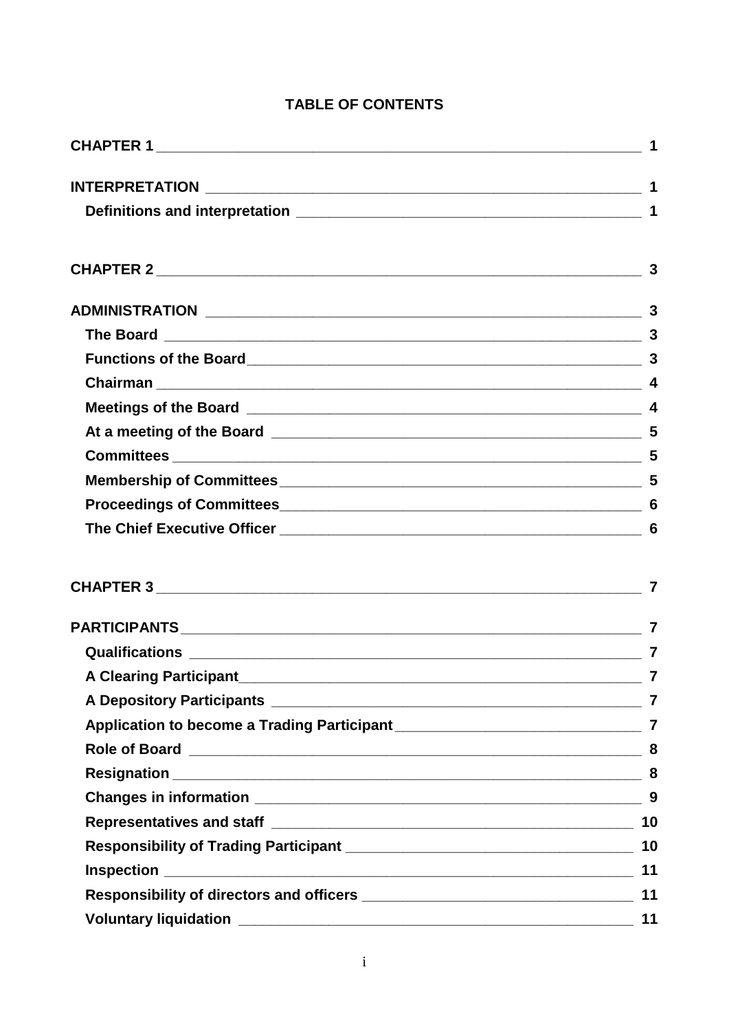# TABLE OF CONTENTS

| | |
|---|---|
| **CHAPTER 1** | **1** |
| **INTERPRETATION** | **1** |
| **Definitions and interpretation** | **1** |
| **CHAPTER 2** | **3** |
| **ADMINISTRATION** | **3** |
| **The Board** | **3** |
| **Functions of the Board** | **3** |
| **Chairman** | **4** |
| **Meetings of the Board** | **4** |
| **At a meeting of the Board** | **5** |
| **Committees** | **5** |
| **Membership of Committees** | **5** |
| **Proceedings of Committees** | **6** |
| **The Chief Executive Officer** | **6** |
| **CHAPTER 3** | **7** |
| **PARTICIPANTS** | **7** |
| **Qualifications** | **7** |
| **A Clearing Participant** | **7** |
| **A Depository Participants** | **7** |
| **Application to become a Trading Participant** | **7** |
| **Role of Board** | **8** |
| **Resignation** | **8** |
| **Changes in information** | **9** |
| **Representatives and staff** | **10** |
| **Responsibility of Trading Participant** | **10** |
| **Inspection** | **11** |
| **Responsibility of directors and officers** | **11** |
| **Voluntary liquidation** | **11** |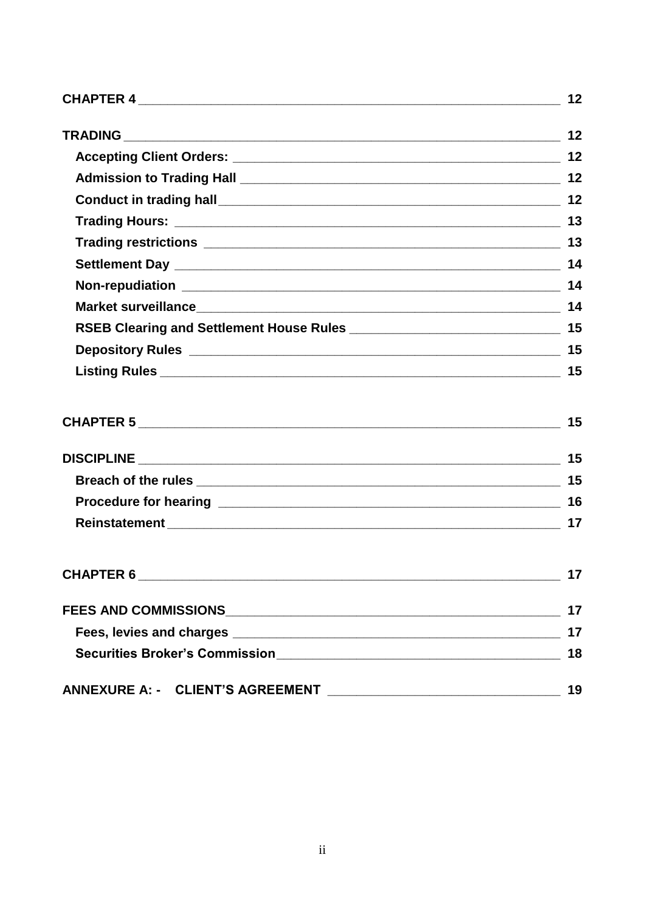| | |
|---|---|
| **CHAPTER 4** | **12** |
| **TRADING** | **12** |
| **Accepting Client Orders:** | **12** |
| **Admission to Trading Hall** | **12** |
| **Conduct in trading hall** | **12** |
| **Trading Hours:** | **13** |
| **Trading restrictions** | **13** |
| **Settlement Day** | **14** |
| **Non-repudiation** | **14** |
| **Market surveillance** | **14** |
| **RSEB Clearing and Settlement House Rules** | **15** |
| **Depository Rules** | **15** |
| **Listing Rules** | **15** |
| **CHAPTER 5** | **15** |
| **DISCIPLINE** | **15** |
| **Breach of the rules** | **15** |
| **Procedure for hearing** | **16** |
| **Reinstatement** | **17** |
| **CHAPTER 6** | **17** |
| **FEES AND COMMISSIONS** | **17** |
| **Fees, levies and charges** | **17** |
| **Securities Broker's Commission** | **18** |
| **ANNEXURE A: - CLIENT'S AGREEMENT** | **19** |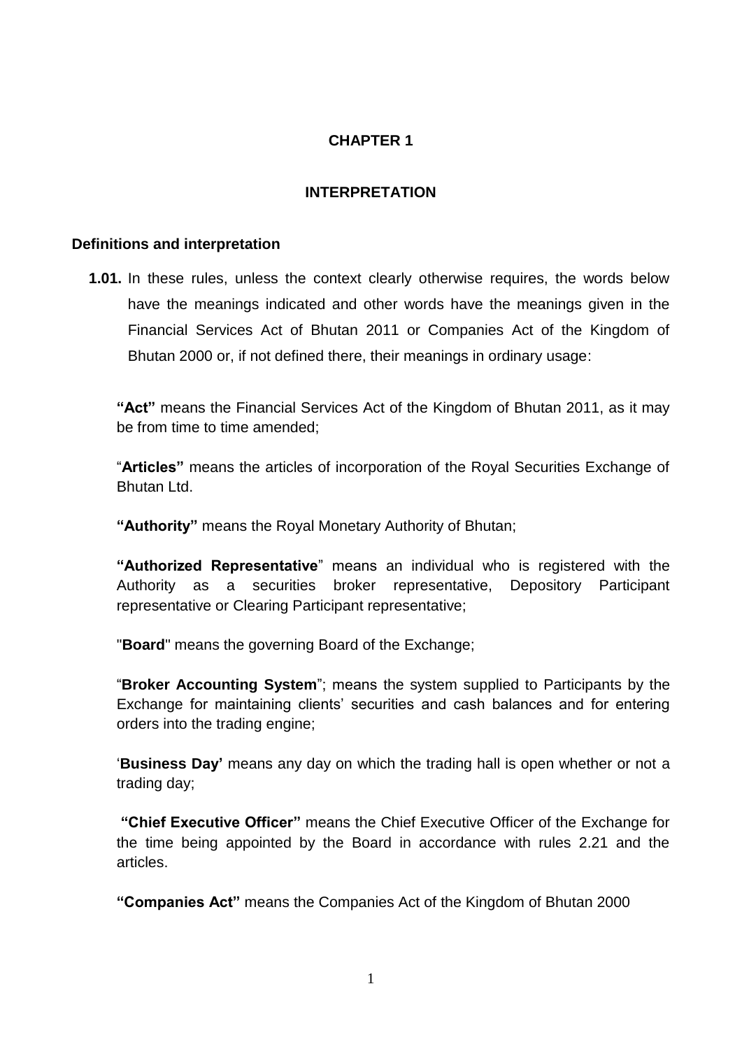# CHAPTER 1

## INTERPRETATION

### Definitions and interpretation

**1.01.** In these rules, unless the context clearly otherwise requires, the words below have the meanings indicated and other words have the meanings given in the Financial Services Act of Bhutan 2011 or Companies Act of the Kingdom of Bhutan 2000 or, if not defined there, their meanings in ordinary usage:

**"Act"** means the Financial Services Act of the Kingdom of Bhutan 2011, as it may be from time to time amended;

"**Articles"** means the articles of incorporation of the Royal Securities Exchange of Bhutan Ltd.

**"Authority"** means the Royal Monetary Authority of Bhutan;

**"Authorized Representative**" means an individual who is registered with the Authority as a securities broker representative, Depository Participant representative or Clearing Participant representative;

"**Board**" means the governing Board of the Exchange;

"**Broker Accounting System**"; means the system supplied to Participants by the Exchange for maintaining clients' securities and cash balances and for entering orders into the trading engine;

'**Business Day'** means any day on which the trading hall is open whether or not a trading day;

**"Chief Executive Officer"** means the Chief Executive Officer of the Exchange for the time being appointed by the Board in accordance with rules 2.21 and the articles.

**"Companies Act"** means the Companies Act of the Kingdom of Bhutan 2000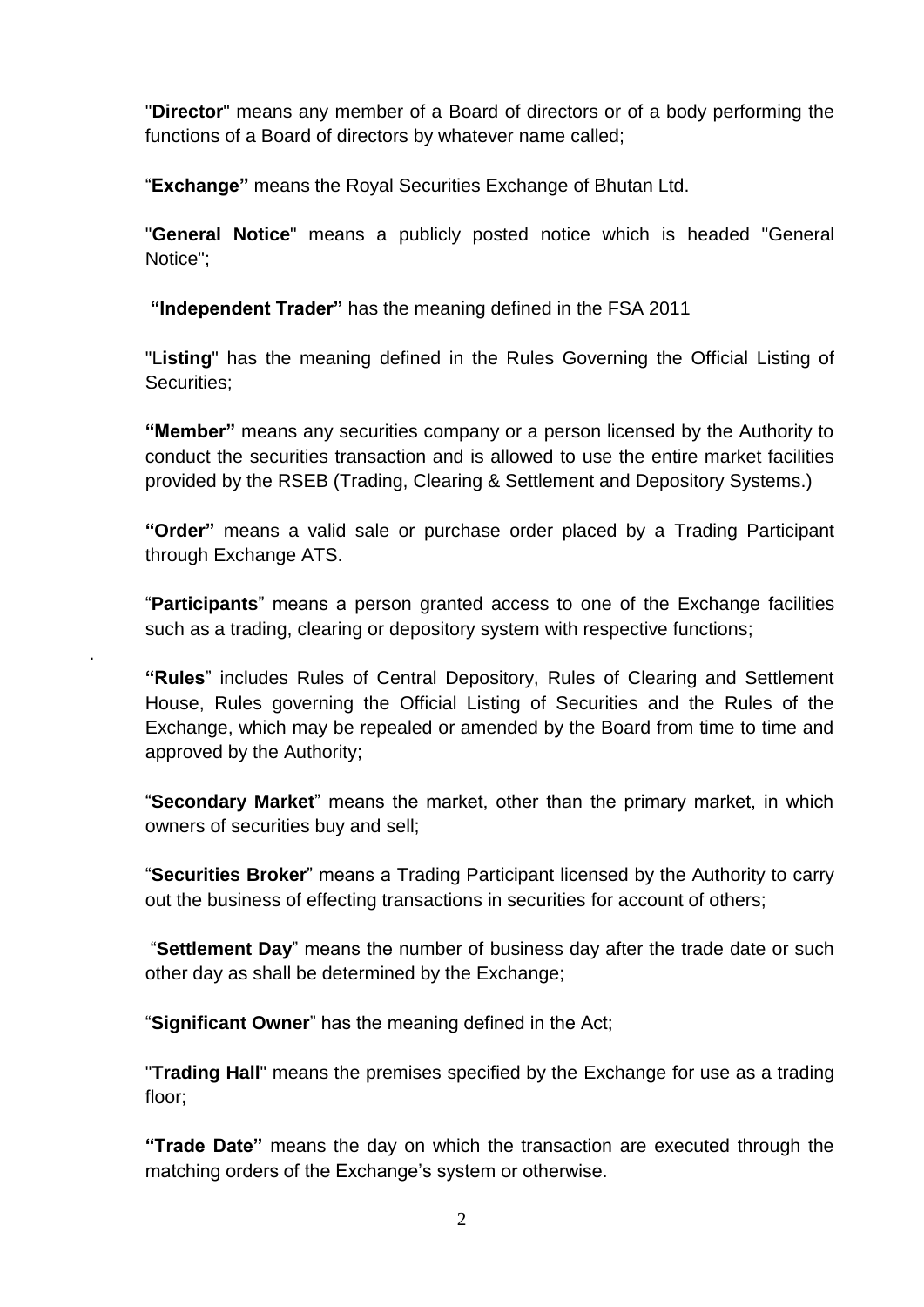"**Director**" means any member of a Board of directors or of a body performing the functions of a Board of directors by whatever name called;

"**Exchange"** means the Royal Securities Exchange of Bhutan Ltd.

"**General Notice**" means a publicly posted notice which is headed "General Notice";

**"Independent Trader"** has the meaning defined in the FSA 2011

"**Listing**" has the meaning defined in the Rules Governing the Official Listing of Securities;

**"Member"** means any securities company or a person licensed by the Authority to conduct the securities transaction and is allowed to use the entire market facilities provided by the RSEB (Trading, Clearing & Settlement and Depository Systems.)

**"Order"** means a valid sale or purchase order placed by a Trading Participant through Exchange ATS.

"**Participants**" means a person granted access to one of the Exchange facilities such as a trading, clearing or depository system with respective functions;

.

**"Rules**" includes Rules of Central Depository, Rules of Clearing and Settlement House, Rules governing the Official Listing of Securities and the Rules of the Exchange, which may be repealed or amended by the Board from time to time and approved by the Authority;

"**Secondary Market**" means the market, other than the primary market, in which owners of securities buy and sell;

"**Securities Broker**" means a Trading Participant licensed by the Authority to carry out the business of effecting transactions in securities for account of others;

"**Settlement Day**" means the number of business day after the trade date or such other day as shall be determined by the Exchange;

"**Significant Owner**" has the meaning defined in the Act;

"**Trading Hall**" means the premises specified by the Exchange for use as a trading floor;

**"Trade Date"** means the day on which the transaction are executed through the matching orders of the Exchange's system or otherwise.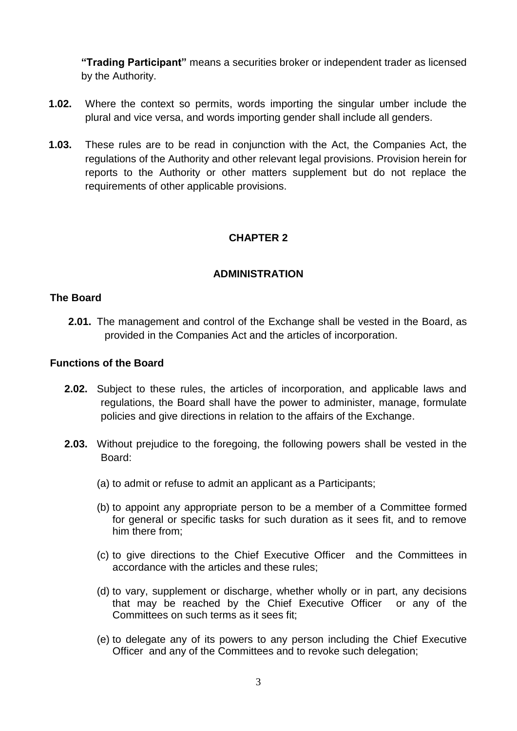**"Trading Participant"** means a securities broker or independent trader as licensed by the Authority.

**1.02.** Where the context so permits, words importing the singular umber include the plural and vice versa, and words importing gender shall include all genders.

**1.03.** These rules are to be read in conjunction with the Act, the Companies Act, the regulations of the Authority and other relevant legal provisions. Provision herein for reports to the Authority or other matters supplement but do not replace the requirements of other applicable provisions.

## CHAPTER 2

## ADMINISTRATION

### The Board

**2.01.** The management and control of the Exchange shall be vested in the Board, as provided in the Companies Act and the articles of incorporation.

### Functions of the Board

**2.02.** Subject to these rules, the articles of incorporation, and applicable laws and regulations, the Board shall have the power to administer, manage, formulate policies and give directions in relation to the affairs of the Exchange.

**2.03.** Without prejudice to the foregoing, the following powers shall be vested in the Board:

(a) to admit or refuse to admit an applicant as a Participants;

(b) to appoint any appropriate person to be a member of a Committee formed for general or specific tasks for such duration as it sees fit, and to remove him there from;

(c) to give directions to the Chief Executive Officer and the Committees in accordance with the articles and these rules;

(d) to vary, supplement or discharge, whether wholly or in part, any decisions that may be reached by the Chief Executive Officer or any of the Committees on such terms as it sees fit;

(e) to delegate any of its powers to any person including the Chief Executive Officer and any of the Committees and to revoke such delegation;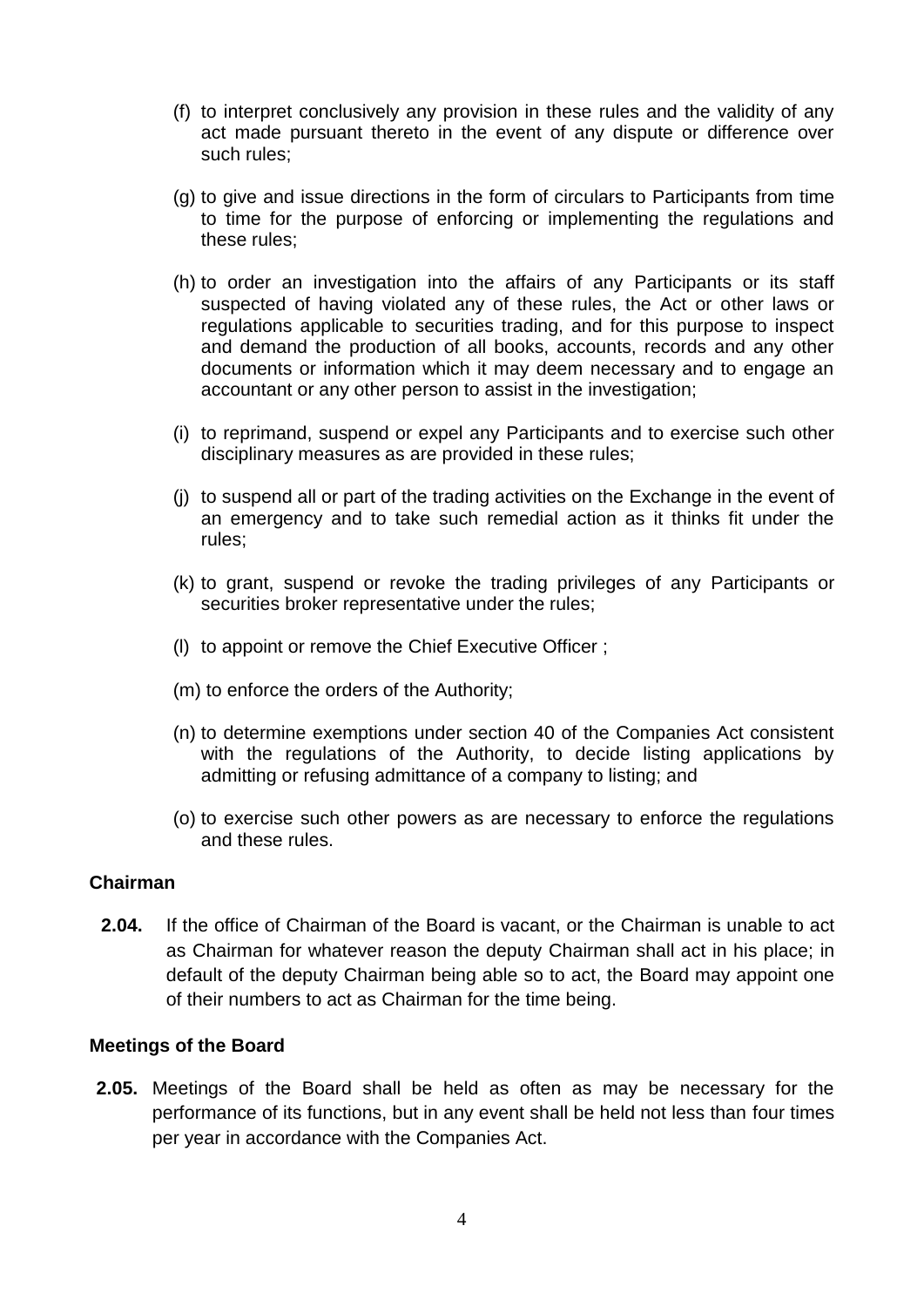(f) to interpret conclusively any provision in these rules and the validity of any act made pursuant thereto in the event of any dispute or difference over such rules;

(g) to give and issue directions in the form of circulars to Participants from time to time for the purpose of enforcing or implementing the regulations and these rules;

(h) to order an investigation into the affairs of any Participants or its staff suspected of having violated any of these rules, the Act or other laws or regulations applicable to securities trading, and for this purpose to inspect and demand the production of all books, accounts, records and any other documents or information which it may deem necessary and to engage an accountant or any other person to assist in the investigation;

(i) to reprimand, suspend or expel any Participants and to exercise such other disciplinary measures as are provided in these rules;

(j) to suspend all or part of the trading activities on the Exchange in the event of an emergency and to take such remedial action as it thinks fit under the rules;

(k) to grant, suspend or revoke the trading privileges of any Participants or securities broker representative under the rules;

(l) to appoint or remove the Chief Executive Officer ;

(m) to enforce the orders of the Authority;

(n) to determine exemptions under section 40 of the Companies Act consistent with the regulations of the Authority, to decide listing applications by admitting or refusing admittance of a company to listing; and

(o) to exercise such other powers as are necessary to enforce the regulations and these rules.

**Chairman**

**2.04.** If the office of Chairman of the Board is vacant, or the Chairman is unable to act as Chairman for whatever reason the deputy Chairman shall act in his place; in default of the deputy Chairman being able so to act, the Board may appoint one of their numbers to act as Chairman for the time being.

**Meetings of the Board**

**2.05.** Meetings of the Board shall be held as often as may be necessary for the performance of its functions, but in any event shall be held not less than four times per year in accordance with the Companies Act.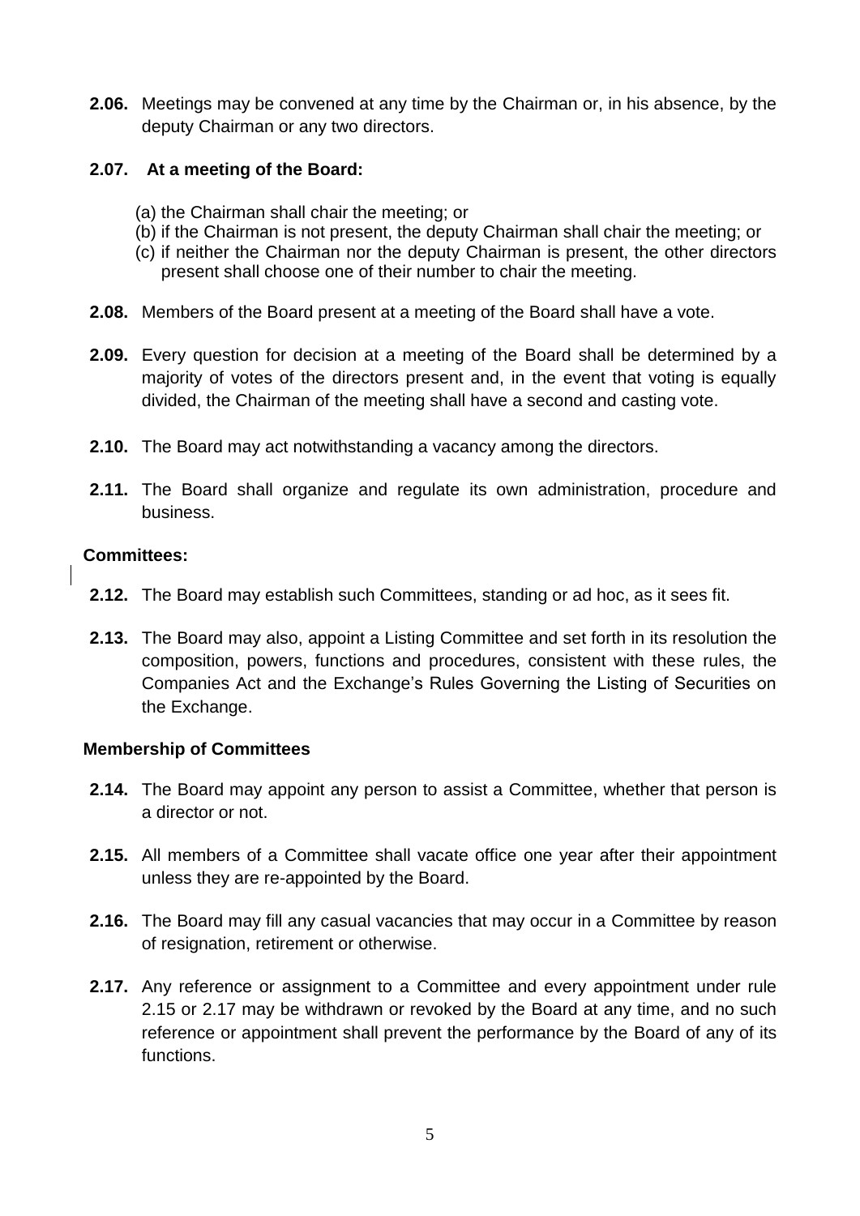**2.06.** Meetings may be convened at any time by the Chairman or, in his absence, by the deputy Chairman or any two directors.

**2.07. At a meeting of the Board:**

(a) the Chairman shall chair the meeting; or
(b) if the Chairman is not present, the deputy Chairman shall chair the meeting; or
(c) if neither the Chairman nor the deputy Chairman is present, the other directors present shall choose one of their number to chair the meeting.

**2.08.** Members of the Board present at a meeting of the Board shall have a vote.

**2.09.** Every question for decision at a meeting of the Board shall be determined by a majority of votes of the directors present and, in the event that voting is equally divided, the Chairman of the meeting shall have a second and casting vote.

**2.10.** The Board may act notwithstanding a vacancy among the directors.

**2.11.** The Board shall organize and regulate its own administration, procedure and business.

**Committees:**

**2.12.** The Board may establish such Committees, standing or ad hoc, as it sees fit.

**2.13.** The Board may also, appoint a Listing Committee and set forth in its resolution the composition, powers, functions and procedures, consistent with these rules, the Companies Act and the Exchange's Rules Governing the Listing of Securities on the Exchange.

**Membership of Committees**

**2.14.** The Board may appoint any person to assist a Committee, whether that person is a director or not.

**2.15.** All members of a Committee shall vacate office one year after their appointment unless they are re-appointed by the Board.

**2.16.** The Board may fill any casual vacancies that may occur in a Committee by reason of resignation, retirement or otherwise.

**2.17.** Any reference or assignment to a Committee and every appointment under rule 2.15 or 2.17 may be withdrawn or revoked by the Board at any time, and no such reference or appointment shall prevent the performance by the Board of any of its functions.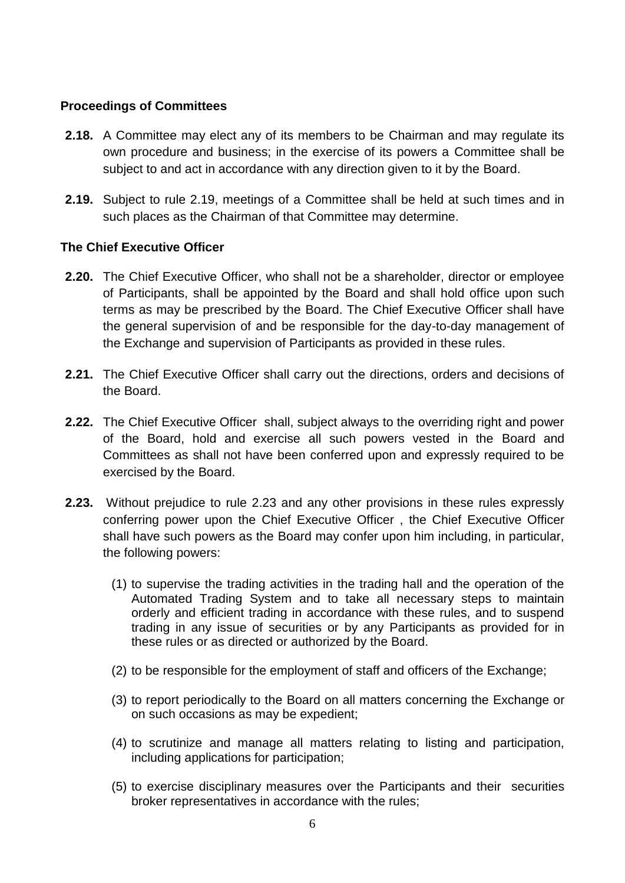### Proceedings of Committees

**2.18.** A Committee may elect any of its members to be Chairman and may regulate its own procedure and business; in the exercise of its powers a Committee shall be subject to and act in accordance with any direction given to it by the Board.

**2.19.** Subject to rule 2.19, meetings of a Committee shall be held at such times and in such places as the Chairman of that Committee may determine.

### The Chief Executive Officer

**2.20.** The Chief Executive Officer, who shall not be a shareholder, director or employee of Participants, shall be appointed by the Board and shall hold office upon such terms as may be prescribed by the Board. The Chief Executive Officer shall have the general supervision of and be responsible for the day-to-day management of the Exchange and supervision of Participants as provided in these rules.

**2.21.** The Chief Executive Officer shall carry out the directions, orders and decisions of the Board.

**2.22.** The Chief Executive Officer shall, subject always to the overriding right and power of the Board, hold and exercise all such powers vested in the Board and Committees as shall not have been conferred upon and expressly required to be exercised by the Board.

**2.23.** Without prejudice to rule 2.23 and any other provisions in these rules expressly conferring power upon the Chief Executive Officer , the Chief Executive Officer shall have such powers as the Board may confer upon him including, in particular, the following powers:

(1) to supervise the trading activities in the trading hall and the operation of the Automated Trading System and to take all necessary steps to maintain orderly and efficient trading in accordance with these rules, and to suspend trading in any issue of securities or by any Participants as provided for in these rules or as directed or authorized by the Board.

(2) to be responsible for the employment of staff and officers of the Exchange;

(3) to report periodically to the Board on all matters concerning the Exchange or on such occasions as may be expedient;

(4) to scrutinize and manage all matters relating to listing and participation, including applications for participation;

(5) to exercise disciplinary measures over the Participants and their securities broker representatives in accordance with the rules;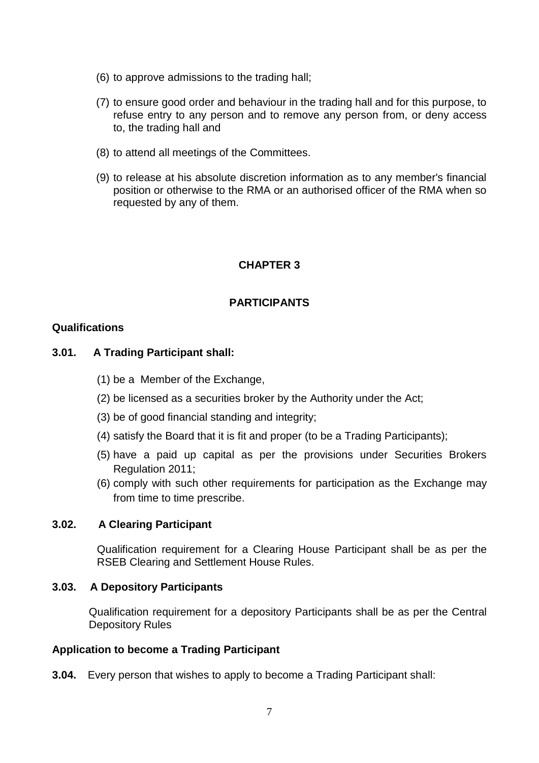(6) to approve admissions to the trading hall;

(7) to ensure good order and behaviour in the trading hall and for this purpose, to refuse entry to any person and to remove any person from, or deny access to, the trading hall and

(8) to attend all meetings of the Committees.

(9) to release at his absolute discretion information as to any member's financial position or otherwise to the RMA or an authorised officer of the RMA when so requested by any of them.

## CHAPTER 3

## PARTICIPANTS

### Qualifications

**3.01. A Trading Participant shall:**

(1) be a Member of the Exchange,

(2) be licensed as a securities broker by the Authority under the Act;

(3) be of good financial standing and integrity;

(4) satisfy the Board that it is fit and proper (to be a Trading Participants);

(5) have a paid up capital as per the provisions under Securities Brokers Regulation 2011;

(6) comply with such other requirements for participation as the Exchange may from time to time prescribe.

**3.02. A Clearing Participant**

Qualification requirement for a Clearing House Participant shall be as per the RSEB Clearing and Settlement House Rules.

**3.03. A Depository Participants**

Qualification requirement for a depository Participants shall be as per the Central Depository Rules

### Application to become a Trading Participant

**3.04.** Every person that wishes to apply to become a Trading Participant shall: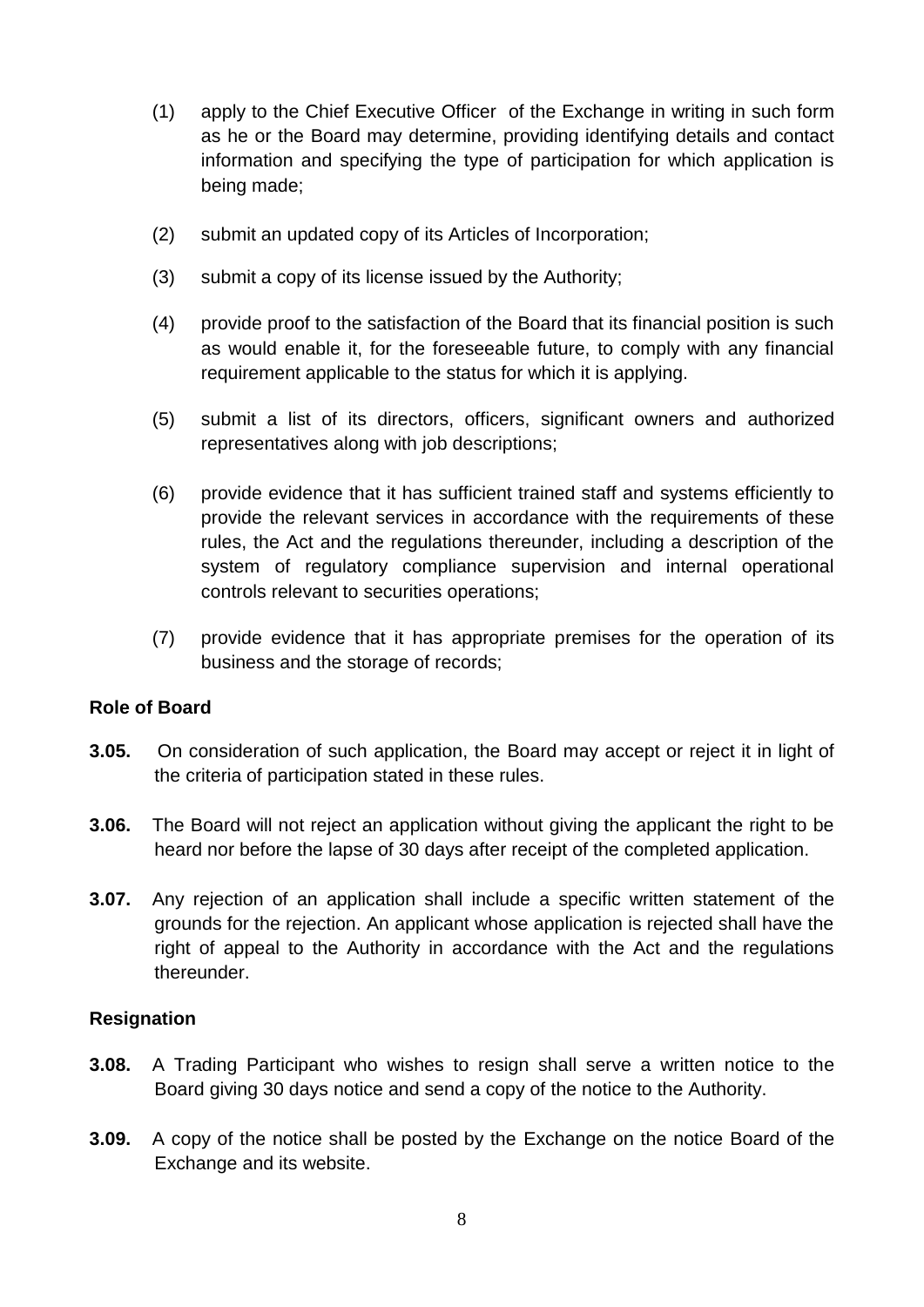(1) apply to the Chief Executive Officer of the Exchange in writing in such form as he or the Board may determine, providing identifying details and contact information and specifying the type of participation for which application is being made;

(2) submit an updated copy of its Articles of Incorporation;

(3) submit a copy of its license issued by the Authority;

(4) provide proof to the satisfaction of the Board that its financial position is such as would enable it, for the foreseeable future, to comply with any financial requirement applicable to the status for which it is applying.

(5) submit a list of its directors, officers, significant owners and authorized representatives along with job descriptions;

(6) provide evidence that it has sufficient trained staff and systems efficiently to provide the relevant services in accordance with the requirements of these rules, the Act and the regulations thereunder, including a description of the system of regulatory compliance supervision and internal operational controls relevant to securities operations;

(7) provide evidence that it has appropriate premises for the operation of its business and the storage of records;

**Role of Board**

**3.05.** On consideration of such application, the Board may accept or reject it in light of the criteria of participation stated in these rules.

**3.06.** The Board will not reject an application without giving the applicant the right to be heard nor before the lapse of 30 days after receipt of the completed application.

**3.07.** Any rejection of an application shall include a specific written statement of the grounds for the rejection. An applicant whose application is rejected shall have the right of appeal to the Authority in accordance with the Act and the regulations thereunder.

**Resignation**

**3.08.** A Trading Participant who wishes to resign shall serve a written notice to the Board giving 30 days notice and send a copy of the notice to the Authority.

**3.09.** A copy of the notice shall be posted by the Exchange on the notice Board of the Exchange and its website.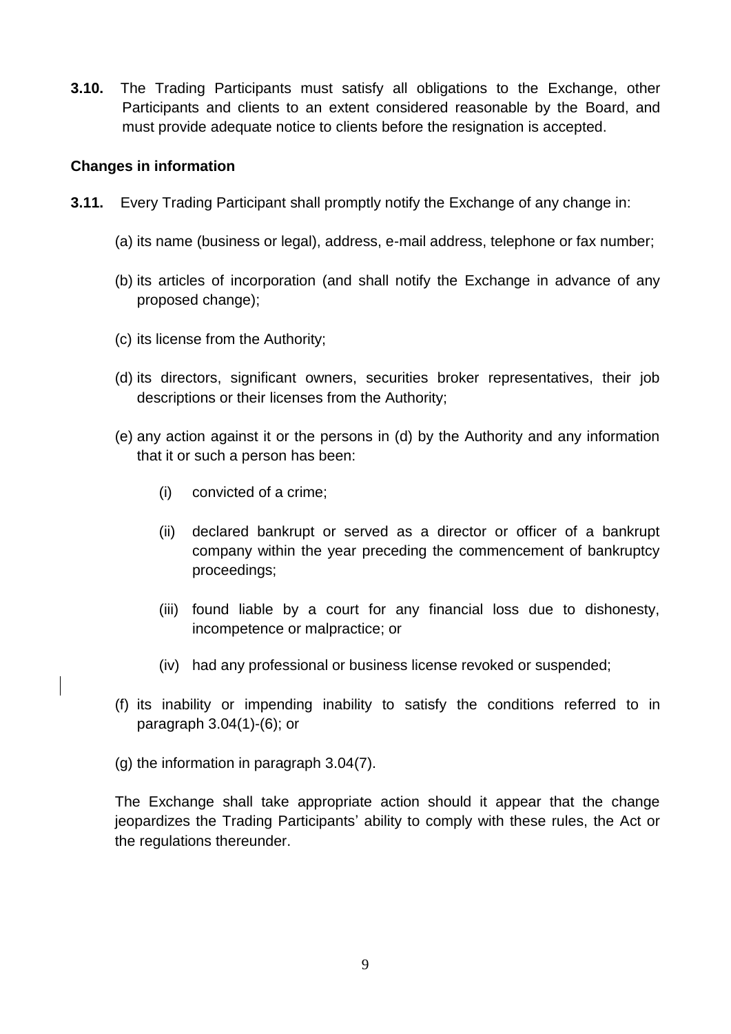**3.10.** The Trading Participants must satisfy all obligations to the Exchange, other Participants and clients to an extent considered reasonable by the Board, and must provide adequate notice to clients before the resignation is accepted.

**Changes in information**

**3.11.** Every Trading Participant shall promptly notify the Exchange of any change in:

(a) its name (business or legal), address, e-mail address, telephone or fax number;

(b) its articles of incorporation (and shall notify the Exchange in advance of any proposed change);

(c) its license from the Authority;

(d) its directors, significant owners, securities broker representatives, their job descriptions or their licenses from the Authority;

(e) any action against it or the persons in (d) by the Authority and any information that it or such a person has been:

- (i) convicted of a crime;
- (ii) declared bankrupt or served as a director or officer of a bankrupt company within the year preceding the commencement of bankruptcy proceedings;
- (iii) found liable by a court for any financial loss due to dishonesty, incompetence or malpractice; or
- (iv) had any professional or business license revoked or suspended;

(f) its inability or impending inability to satisfy the conditions referred to in paragraph 3.04(1)-(6); or

(g) the information in paragraph 3.04(7).

The Exchange shall take appropriate action should it appear that the change jeopardizes the Trading Participants' ability to comply with these rules, the Act or the regulations thereunder.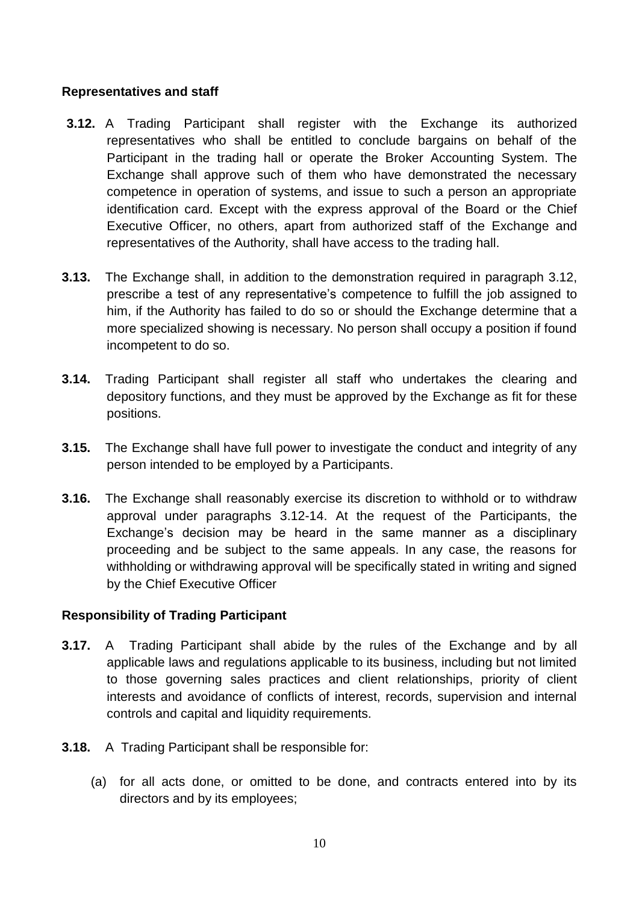**Representatives and staff**

**3.12.** A Trading Participant shall register with the Exchange its authorized representatives who shall be entitled to conclude bargains on behalf of the Participant in the trading hall or operate the Broker Accounting System. The Exchange shall approve such of them who have demonstrated the necessary competence in operation of systems, and issue to such a person an appropriate identification card. Except with the express approval of the Board or the Chief Executive Officer, no others, apart from authorized staff of the Exchange and representatives of the Authority, shall have access to the trading hall.

**3.13.** The Exchange shall, in addition to the demonstration required in paragraph 3.12, prescribe a test of any representative's competence to fulfill the job assigned to him, if the Authority has failed to do so or should the Exchange determine that a more specialized showing is necessary. No person shall occupy a position if found incompetent to do so.

**3.14.** Trading Participant shall register all staff who undertakes the clearing and depository functions, and they must be approved by the Exchange as fit for these positions.

**3.15.** The Exchange shall have full power to investigate the conduct and integrity of any person intended to be employed by a Participants.

**3.16.** The Exchange shall reasonably exercise its discretion to withhold or to withdraw approval under paragraphs 3.12-14. At the request of the Participants, the Exchange's decision may be heard in the same manner as a disciplinary proceeding and be subject to the same appeals. In any case, the reasons for withholding or withdrawing approval will be specifically stated in writing and signed by the Chief Executive Officer

**Responsibility of Trading Participant**

**3.17.** A Trading Participant shall abide by the rules of the Exchange and by all applicable laws and regulations applicable to its business, including but not limited to those governing sales practices and client relationships, priority of client interests and avoidance of conflicts of interest, records, supervision and internal controls and capital and liquidity requirements.

**3.18.** A Trading Participant shall be responsible for:

(a) for all acts done, or omitted to be done, and contracts entered into by its directors and by its employees;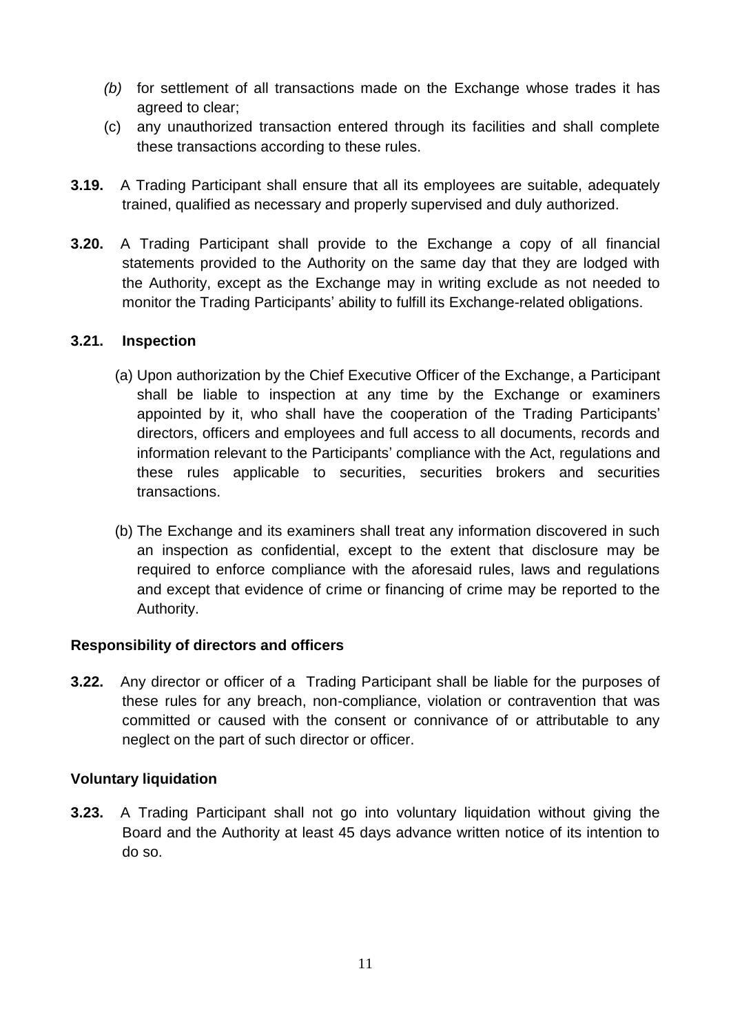*(b)* for settlement of all transactions made on the Exchange whose trades it has agreed to clear;

(c) any unauthorized transaction entered through its facilities and shall complete these transactions according to these rules.

**3.19.** A Trading Participant shall ensure that all its employees are suitable, adequately trained, qualified as necessary and properly supervised and duly authorized.

**3.20.** A Trading Participant shall provide to the Exchange a copy of all financial statements provided to the Authority on the same day that they are lodged with the Authority, except as the Exchange may in writing exclude as not needed to monitor the Trading Participants' ability to fulfill its Exchange-related obligations.

**3.21. Inspection**

(a) Upon authorization by the Chief Executive Officer of the Exchange, a Participant shall be liable to inspection at any time by the Exchange or examiners appointed by it, who shall have the cooperation of the Trading Participants' directors, officers and employees and full access to all documents, records and information relevant to the Participants' compliance with the Act, regulations and these rules applicable to securities, securities brokers and securities transactions.

(b) The Exchange and its examiners shall treat any information discovered in such an inspection as confidential, except to the extent that disclosure may be required to enforce compliance with the aforesaid rules, laws and regulations and except that evidence of crime or financing of crime may be reported to the Authority.

**Responsibility of directors and officers**

**3.22.** Any director or officer of a Trading Participant shall be liable for the purposes of these rules for any breach, non-compliance, violation or contravention that was committed or caused with the consent or connivance of or attributable to any neglect on the part of such director or officer.

**Voluntary liquidation**

**3.23.** A Trading Participant shall not go into voluntary liquidation without giving the Board and the Authority at least 45 days advance written notice of its intention to do so.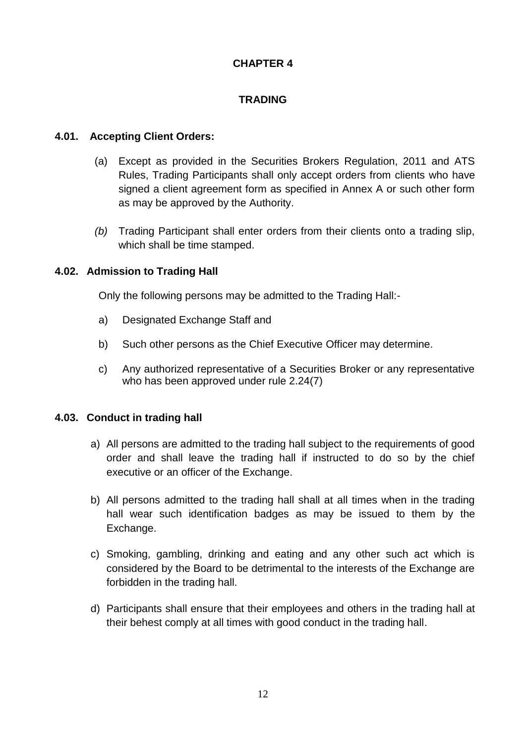# CHAPTER 4

## TRADING

### 4.01. Accepting Client Orders:

(a) Except as provided in the Securities Brokers Regulation, 2011 and ATS Rules, Trading Participants shall only accept orders from clients who have signed a client agreement form as specified in Annex A or such other form as may be approved by the Authority.

*(b)* Trading Participant shall enter orders from their clients onto a trading slip, which shall be time stamped.

### 4.02. Admission to Trading Hall

Only the following persons may be admitted to the Trading Hall:-

a) Designated Exchange Staff and

b) Such other persons as the Chief Executive Officer may determine.

c) Any authorized representative of a Securities Broker or any representative who has been approved under rule 2.24(7)

### 4.03. Conduct in trading hall

a) All persons are admitted to the trading hall subject to the requirements of good order and shall leave the trading hall if instructed to do so by the chief executive or an officer of the Exchange.

b) All persons admitted to the trading hall shall at all times when in the trading hall wear such identification badges as may be issued to them by the Exchange.

c) Smoking, gambling, drinking and eating and any other such act which is considered by the Board to be detrimental to the interests of the Exchange are forbidden in the trading hall.

d) Participants shall ensure that their employees and others in the trading hall at their behest comply at all times with good conduct in the trading hall.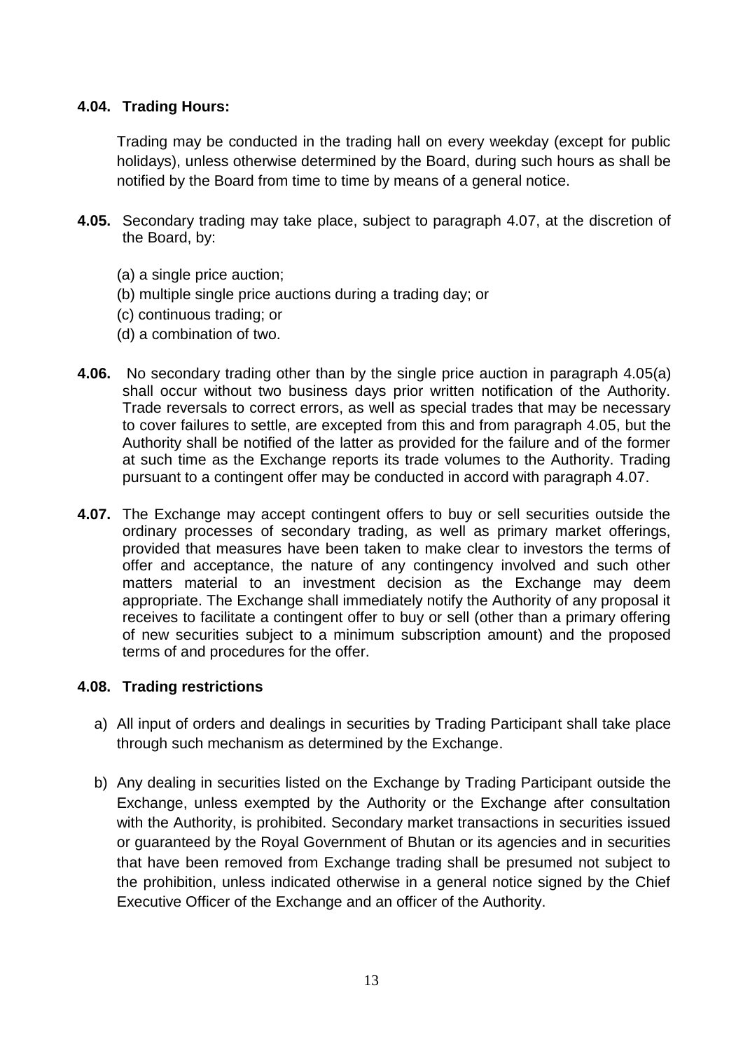**4.04. Trading Hours:**

Trading may be conducted in the trading hall on every weekday (except for public holidays), unless otherwise determined by the Board, during such hours as shall be notified by the Board from time to time by means of a general notice.

**4.05.** Secondary trading may take place, subject to paragraph 4.07, at the discretion of the Board, by:

(a) a single price auction;
(b) multiple single price auctions during a trading day; or
(c) continuous trading; or
(d) a combination of two.

**4.06.** No secondary trading other than by the single price auction in paragraph 4.05(a) shall occur without two business days prior written notification of the Authority. Trade reversals to correct errors, as well as special trades that may be necessary to cover failures to settle, are excepted from this and from paragraph 4.05, but the Authority shall be notified of the latter as provided for the failure and of the former at such time as the Exchange reports its trade volumes to the Authority. Trading pursuant to a contingent offer may be conducted in accord with paragraph 4.07.

**4.07.** The Exchange may accept contingent offers to buy or sell securities outside the ordinary processes of secondary trading, as well as primary market offerings, provided that measures have been taken to make clear to investors the terms of offer and acceptance, the nature of any contingency involved and such other matters material to an investment decision as the Exchange may deem appropriate. The Exchange shall immediately notify the Authority of any proposal it receives to facilitate a contingent offer to buy or sell (other than a primary offering of new securities subject to a minimum subscription amount) and the proposed terms of and procedures for the offer.

**4.08. Trading restrictions**

a) All input of orders and dealings in securities by Trading Participant shall take place through such mechanism as determined by the Exchange.

b) Any dealing in securities listed on the Exchange by Trading Participant outside the Exchange, unless exempted by the Authority or the Exchange after consultation with the Authority, is prohibited. Secondary market transactions in securities issued or guaranteed by the Royal Government of Bhutan or its agencies and in securities that have been removed from Exchange trading shall be presumed not subject to the prohibition, unless indicated otherwise in a general notice signed by the Chief Executive Officer of the Exchange and an officer of the Authority.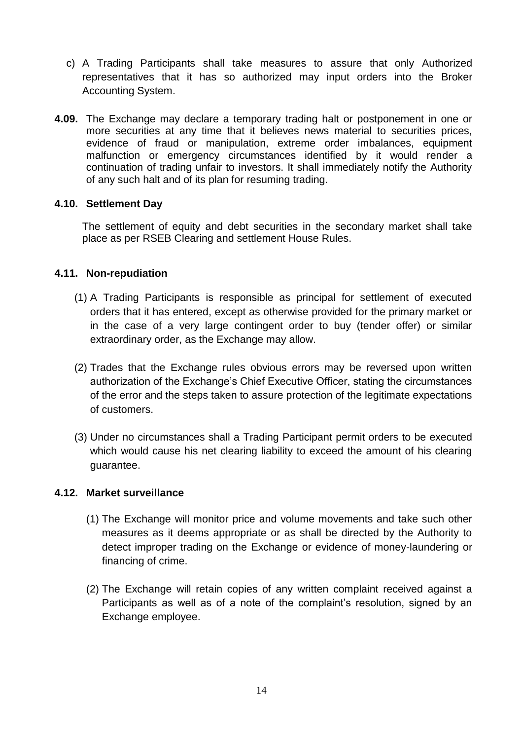c) A Trading Participants shall take measures to assure that only Authorized representatives that it has so authorized may input orders into the Broker Accounting System.

**4.09.** The Exchange may declare a temporary trading halt or postponement in one or more securities at any time that it believes news material to securities prices, evidence of fraud or manipulation, extreme order imbalances, equipment malfunction or emergency circumstances identified by it would render a continuation of trading unfair to investors. It shall immediately notify the Authority of any such halt and of its plan for resuming trading.

**4.10. Settlement Day**

The settlement of equity and debt securities in the secondary market shall take place as per RSEB Clearing and settlement House Rules.

**4.11. Non-repudiation**

(1) A Trading Participants is responsible as principal for settlement of executed orders that it has entered, except as otherwise provided for the primary market or in the case of a very large contingent order to buy (tender offer) or similar extraordinary order, as the Exchange may allow.

(2) Trades that the Exchange rules obvious errors may be reversed upon written authorization of the Exchange's Chief Executive Officer, stating the circumstances of the error and the steps taken to assure protection of the legitimate expectations of customers.

(3) Under no circumstances shall a Trading Participant permit orders to be executed which would cause his net clearing liability to exceed the amount of his clearing guarantee.

**4.12. Market surveillance**

(1) The Exchange will monitor price and volume movements and take such other measures as it deems appropriate or as shall be directed by the Authority to detect improper trading on the Exchange or evidence of money-laundering or financing of crime.

(2) The Exchange will retain copies of any written complaint received against a Participants as well as of a note of the complaint's resolution, signed by an Exchange employee.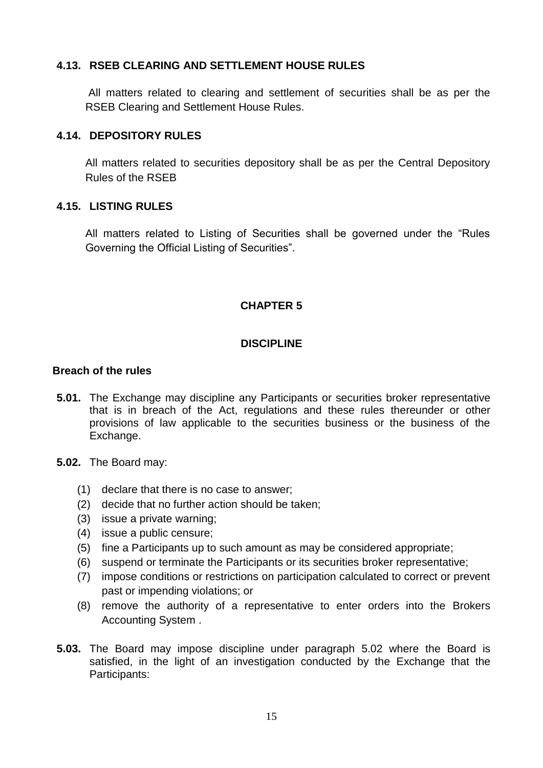### 4.13. RSEB CLEARING AND SETTLEMENT HOUSE RULES

All matters related to clearing and settlement of securities shall be as per the RSEB Clearing and Settlement House Rules.

### 4.14. DEPOSITORY RULES

All matters related to securities depository shall be as per the Central Depository Rules of the RSEB

### 4.15. LISTING RULES

All matters related to Listing of Securities shall be governed under the "Rules Governing the Official Listing of Securities".

## CHAPTER 5

## DISCIPLINE

### Breach of the rules

**5.01.** The Exchange may discipline any Participants or securities broker representative that is in breach of the Act, regulations and these rules thereunder or other provisions of law applicable to the securities business or the business of the Exchange.

**5.02.** The Board may:

(1) declare that there is no case to answer;
(2) decide that no further action should be taken;
(3) issue a private warning;
(4) issue a public censure;
(5) fine a Participants up to such amount as may be considered appropriate;
(6) suspend or terminate the Participants or its securities broker representative;
(7) impose conditions or restrictions on participation calculated to correct or prevent past or impending violations; or
(8) remove the authority of a representative to enter orders into the Brokers Accounting System .

**5.03.** The Board may impose discipline under paragraph 5.02 where the Board is satisfied, in the light of an investigation conducted by the Exchange that the Participants: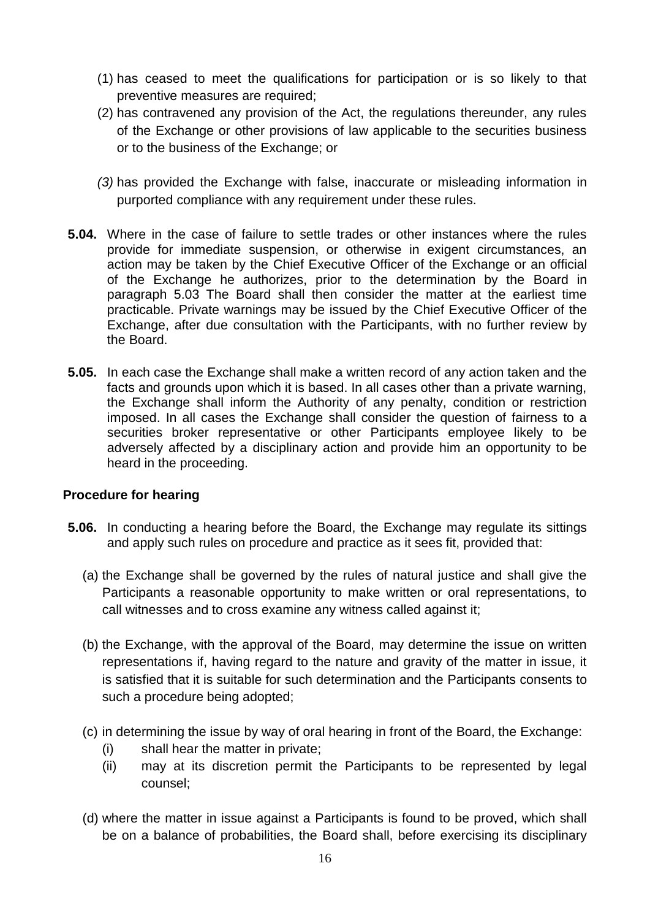(1) has ceased to meet the qualifications for participation or is so likely to that preventive measures are required;

(2) has contravened any provision of the Act, the regulations thereunder, any rules of the Exchange or other provisions of law applicable to the securities business or to the business of the Exchange; or

*(3)* has provided the Exchange with false, inaccurate or misleading information in purported compliance with any requirement under these rules.

**5.04.** Where in the case of failure to settle trades or other instances where the rules provide for immediate suspension, or otherwise in exigent circumstances, an action may be taken by the Chief Executive Officer of the Exchange or an official of the Exchange he authorizes, prior to the determination by the Board in paragraph 5.03 The Board shall then consider the matter at the earliest time practicable. Private warnings may be issued by the Chief Executive Officer of the Exchange, after due consultation with the Participants, with no further review by the Board.

**5.05.** In each case the Exchange shall make a written record of any action taken and the facts and grounds upon which it is based. In all cases other than a private warning, the Exchange shall inform the Authority of any penalty, condition or restriction imposed. In all cases the Exchange shall consider the question of fairness to a securities broker representative or other Participants employee likely to be adversely affected by a disciplinary action and provide him an opportunity to be heard in the proceeding.

**Procedure for hearing**

**5.06.** In conducting a hearing before the Board, the Exchange may regulate its sittings and apply such rules on procedure and practice as it sees fit, provided that:

(a) the Exchange shall be governed by the rules of natural justice and shall give the Participants a reasonable opportunity to make written or oral representations, to call witnesses and to cross examine any witness called against it;

(b) the Exchange, with the approval of the Board, may determine the issue on written representations if, having regard to the nature and gravity of the matter in issue, it is satisfied that it is suitable for such determination and the Participants consents to such a procedure being adopted;

(c) in determining the issue by way of oral hearing in front of the Board, the Exchange:

  (i) shall hear the matter in private;

  (ii) may at its discretion permit the Participants to be represented by legal counsel;

(d) where the matter in issue against a Participants is found to be proved, which shall be on a balance of probabilities, the Board shall, before exercising its disciplinary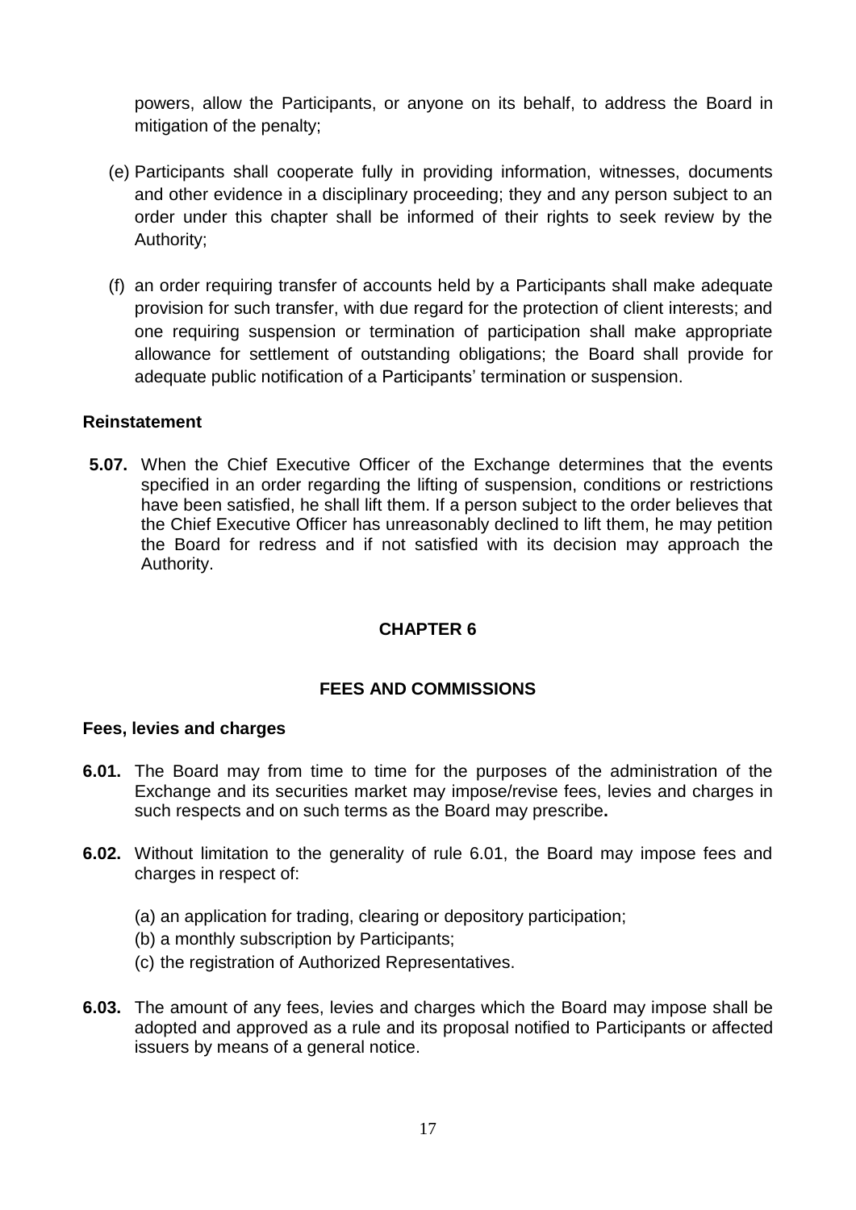powers, allow the Participants, or anyone on its behalf, to address the Board in mitigation of the penalty;

(e) Participants shall cooperate fully in providing information, witnesses, documents and other evidence in a disciplinary proceeding; they and any person subject to an order under this chapter shall be informed of their rights to seek review by the Authority;

(f) an order requiring transfer of accounts held by a Participants shall make adequate provision for such transfer, with due regard for the protection of client interests; and one requiring suspension or termination of participation shall make appropriate allowance for settlement of outstanding obligations; the Board shall provide for adequate public notification of a Participants' termination or suspension.

**Reinstatement**

**5.07.** When the Chief Executive Officer of the Exchange determines that the events specified in an order regarding the lifting of suspension, conditions or restrictions have been satisfied, he shall lift them. If a person subject to the order believes that the Chief Executive Officer has unreasonably declined to lift them, he may petition the Board for redress and if not satisfied with its decision may approach the Authority.

## CHAPTER 6

## FEES AND COMMISSIONS

**Fees, levies and charges**

**6.01.** The Board may from time to time for the purposes of the administration of the Exchange and its securities market may impose/revise fees, levies and charges in such respects and on such terms as the Board may prescribe**.**

**6.02.** Without limitation to the generality of rule 6.01, the Board may impose fees and charges in respect of:

(a) an application for trading, clearing or depository participation;
(b) a monthly subscription by Participants;
(c) the registration of Authorized Representatives.

**6.03.** The amount of any fees, levies and charges which the Board may impose shall be adopted and approved as a rule and its proposal notified to Participants or affected issuers by means of a general notice.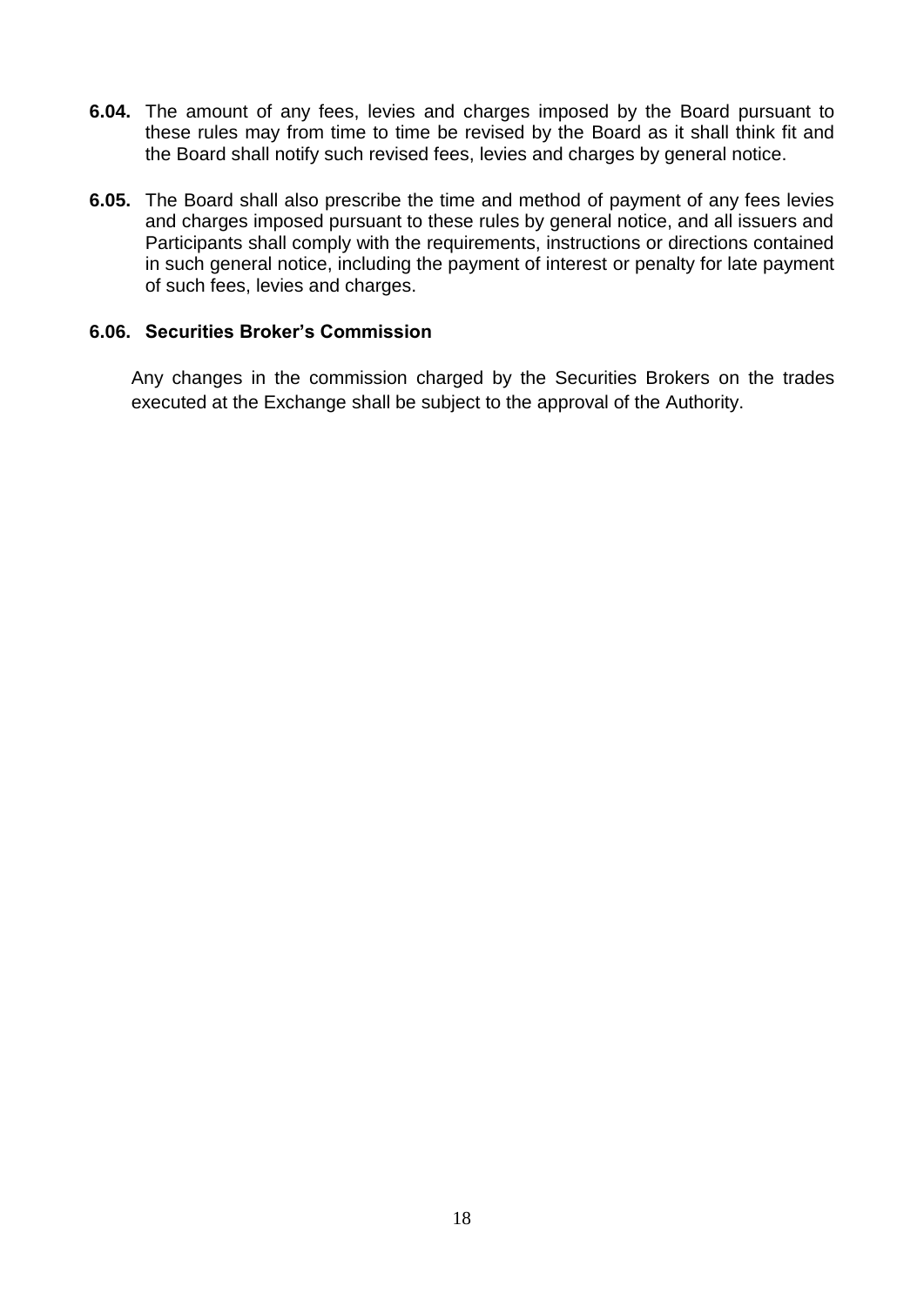**6.04.** The amount of any fees, levies and charges imposed by the Board pursuant to these rules may from time to time be revised by the Board as it shall think fit and the Board shall notify such revised fees, levies and charges by general notice.

**6.05.** The Board shall also prescribe the time and method of payment of any fees levies and charges imposed pursuant to these rules by general notice, and all issuers and Participants shall comply with the requirements, instructions or directions contained in such general notice, including the payment of interest or penalty for late payment of such fees, levies and charges.

**6.06. Securities Broker's Commission**

Any changes in the commission charged by the Securities Brokers on the trades executed at the Exchange shall be subject to the approval of the Authority.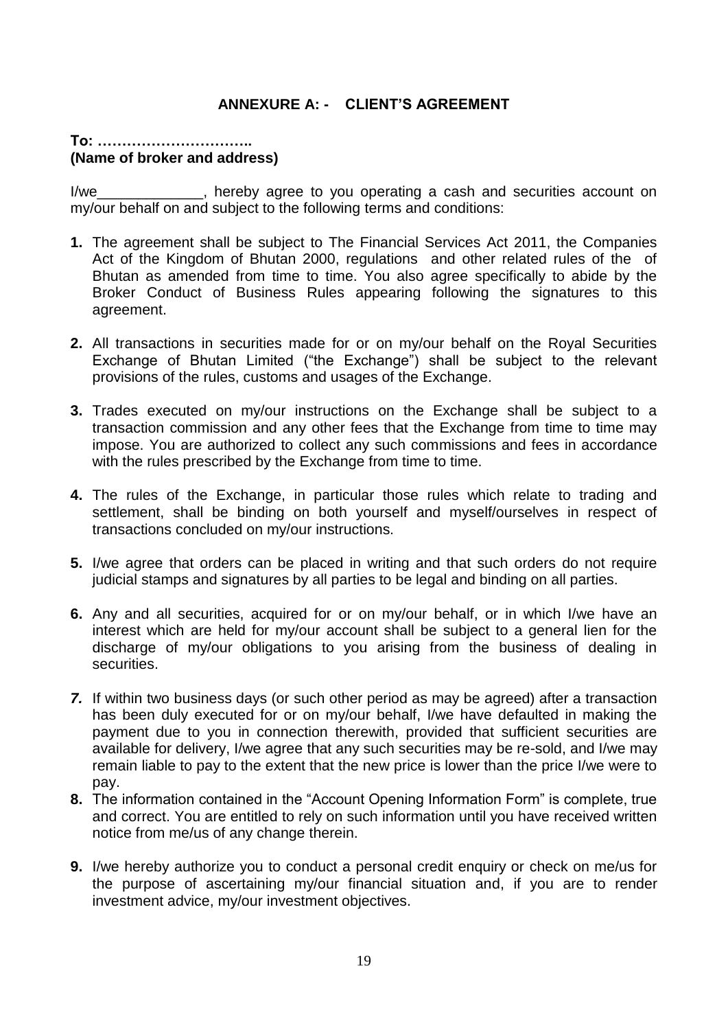## ANNEXURE A: - CLIENT'S AGREEMENT

**To: …………………………..**
**(Name of broker and address)**

I/we_____________, hereby agree to you operating a cash and securities account on my/our behalf on and subject to the following terms and conditions:

1. The agreement shall be subject to The Financial Services Act 2011, the Companies Act of the Kingdom of Bhutan 2000, regulations and other related rules of the of Bhutan as amended from time to time. You also agree specifically to abide by the Broker Conduct of Business Rules appearing following the signatures to this agreement.

2. All transactions in securities made for or on my/our behalf on the Royal Securities Exchange of Bhutan Limited ("the Exchange") shall be subject to the relevant provisions of the rules, customs and usages of the Exchange.

3. Trades executed on my/our instructions on the Exchange shall be subject to a transaction commission and any other fees that the Exchange from time to time may impose. You are authorized to collect any such commissions and fees in accordance with the rules prescribed by the Exchange from time to time.

4. The rules of the Exchange, in particular those rules which relate to trading and settlement, shall be binding on both yourself and myself/ourselves in respect of transactions concluded on my/our instructions.

5. I/we agree that orders can be placed in writing and that such orders do not require judicial stamps and signatures by all parties to be legal and binding on all parties.

6. Any and all securities, acquired for or on my/our behalf, or in which I/we have an interest which are held for my/our account shall be subject to a general lien for the discharge of my/our obligations to you arising from the business of dealing in securities.

7. If within two business days (or such other period as may be agreed) after a transaction has been duly executed for or on my/our behalf, I/we have defaulted in making the payment due to you in connection therewith, provided that sufficient securities are available for delivery, I/we agree that any such securities may be re-sold, and I/we may remain liable to pay to the extent that the new price is lower than the price I/we were to pay.

8. The information contained in the "Account Opening Information Form" is complete, true and correct. You are entitled to rely on such information until you have received written notice from me/us of any change therein.

9. I/we hereby authorize you to conduct a personal credit enquiry or check on me/us for the purpose of ascertaining my/our financial situation and, if you are to render investment advice, my/our investment objectives.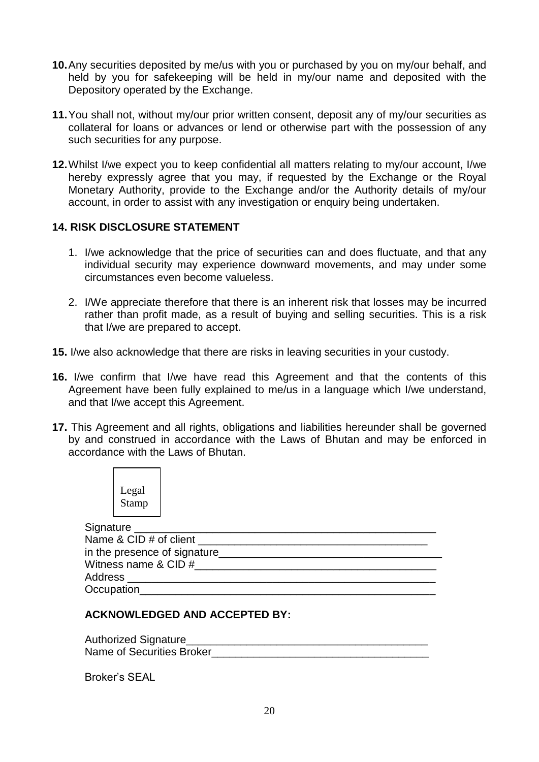**10.** Any securities deposited by me/us with you or purchased by you on my/our behalf, and held by you for safekeeping will be held in my/our name and deposited with the Depository operated by the Exchange.

**11.** You shall not, without my/our prior written consent, deposit any of my/our securities as collateral for loans or advances or lend or otherwise part with the possession of any such securities for any purpose.

**12.** Whilst I/we expect you to keep confidential all matters relating to my/our account, I/we hereby expressly agree that you may, if requested by the Exchange or the Royal Monetary Authority, provide to the Exchange and/or the Authority details of my/our account, in order to assist with any investigation or enquiry being undertaken.

**14. RISK DISCLOSURE STATEMENT**

1. I/we acknowledge that the price of securities can and does fluctuate, and that any individual security may experience downward movements, and may under some circumstances even become valueless.

2. I/We appreciate therefore that there is an inherent risk that losses may be incurred rather than profit made, as a result of buying and selling securities. This is a risk that I/we are prepared to accept.

**15.** I/we also acknowledge that there are risks in leaving securities in your custody.

**16.** I/we confirm that I/we have read this Agreement and that the contents of this Agreement have been fully explained to me/us in a language which I/we understand, and that I/we accept this Agreement.

**17.** This Agreement and all rights, obligations and liabilities hereunder shall be governed by and construed in accordance with the Laws of Bhutan and may be enforced in accordance with the Laws of Bhutan.

Legal Stamp

Signature ________________________________________________
Name & CID # of client ____________________________________
in the presence of signature_______________________________
Witness name & CID #_____________________________________
Address ________________________________________________
Occupation______________________________________________

**ACKNOWLEDGED AND ACCEPTED BY:**

Authorized Signature_________________________________
Name of Securities Broker_____________________________

Broker's SEAL